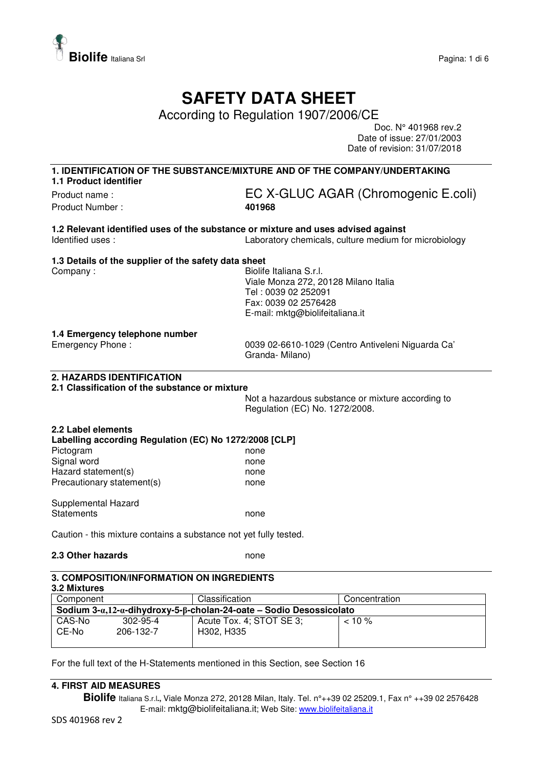# SAFETY DATA SHEET

According to Regulation 1907/2006/CE

Doc. N° 401968 rev.2
Date of issue: 27/01/2003
Date of revision: 31/07/2018

## 1. IDENTIFICATION OF THE SUBSTANCE/MIXTURE AND OF THE COMPANY/UNDERTAKING

### 1.1 Product identifier

Product name : EC X-GLUC AGAR (Chromogenic E.coli)

Product Number : **401968**

### 1.2 Relevant identified uses of the substance or mixture and uses advised against

Identified uses : Laboratory chemicals, culture medium for microbiology

### 1.3 Details of the supplier of the safety data sheet

Company : Biolife Italiana S.r.l.
Viale Monza 272, 20128 Milano Italia
Tel : 0039 02 252091
Fax: 0039 02 2576428
E-mail: mktg@biolifeitaliana.it

### 1.4 Emergency telephone number

Emergency Phone : 0039 02-6610-1029 (Centro Antiveleni Niguarda Ca' Granda- Milano)

## 2. HAZARDS IDENTIFICATION

### 2.1 Classification of the substance or mixture

Not a hazardous substance or mixture according to Regulation (EC) No. 1272/2008.

### 2.2 Label elements

**Labelling according Regulation (EC) No 1272/2008 [CLP]**

Pictogram none
Signal word none
Hazard statement(s) none
Precautionary statement(s) none

Supplemental Hazard Statements none

Caution - this mixture contains a substance not yet fully tested.

### 2.3 Other hazards

none

## 3. COMPOSITION/INFORMATION ON INGREDIENTS

### 3.2 Mixtures

| Component | | Classification | Concentration |
|---|---|---|---|
| **Sodium 3-α,12-α-dihydroxy-5-β-cholan-24-oate – Sodio Desossicolato** | | | |
| CAS-No<br>CE-No | 302-95-4<br>206-132-7 | Acute Tox. 4; STOT SE 3;<br>H302, H335 | < 10 % |

For the full text of the H-Statements mentioned in this Section, see Section 16

## 4. FIRST AID MEASURES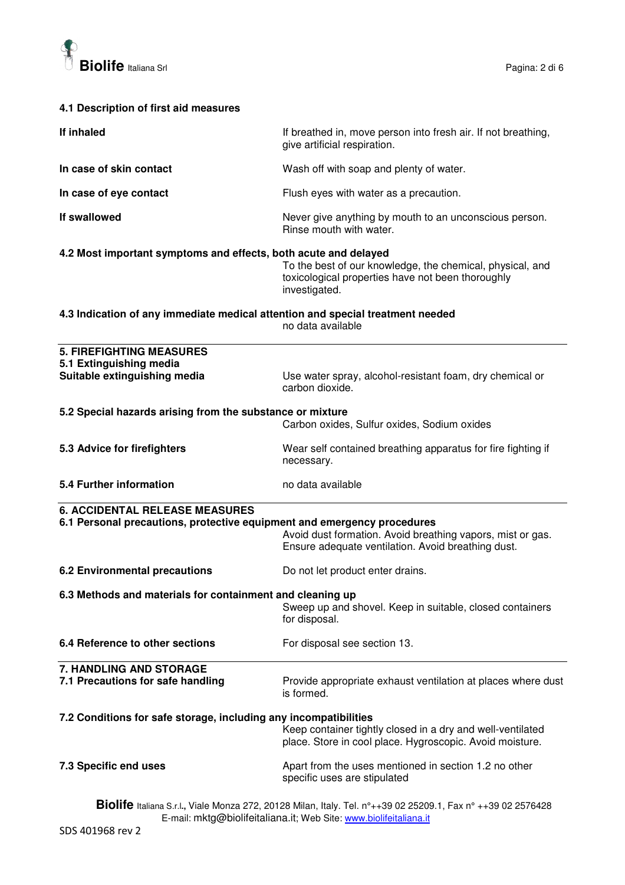**4.1 Description of first aid measures**

**If inhaled**
If breathed in, move person into fresh air. If not breathing, give artificial respiration.

**In case of skin contact**
Wash off with soap and plenty of water.

**In case of eye contact**
Flush eyes with water as a precaution.

**If swallowed**
Never give anything by mouth to an unconscious person. Rinse mouth with water.

**4.2 Most important symptoms and effects, both acute and delayed**
To the best of our knowledge, the chemical, physical, and toxicological properties have not been thoroughly investigated.

**4.3 Indication of any immediate medical attention and special treatment needed**
no data available

## 5. FIREFIGHTING MEASURES

**5.1 Extinguishing media**

**Suitable extinguishing media**
Use water spray, alcohol-resistant foam, dry chemical or carbon dioxide.

**5.2 Special hazards arising from the substance or mixture**
Carbon oxides, Sulfur oxides, Sodium oxides

**5.3 Advice for firefighters**
Wear self contained breathing apparatus for fire fighting if necessary.

**5.4 Further information**
no data available

## 6. ACCIDENTAL RELEASE MEASURES

**6.1 Personal precautions, protective equipment and emergency procedures**
Avoid dust formation. Avoid breathing vapors, mist or gas. Ensure adequate ventilation. Avoid breathing dust.

**6.2 Environmental precautions**
Do not let product enter drains.

**6.3 Methods and materials for containment and cleaning up**
Sweep up and shovel. Keep in suitable, closed containers for disposal.

**6.4 Reference to other sections**
For disposal see section 13.

## 7. HANDLING AND STORAGE

**7.1 Precautions for safe handling**
Provide appropriate exhaust ventilation at places where dust is formed.

**7.2 Conditions for safe storage, including any incompatibilities**
Keep container tightly closed in a dry and well-ventilated place. Store in cool place. Hygroscopic. Avoid moisture.

**7.3 Specific end uses**
Apart from the uses mentioned in section 1.2 no other specific uses are stipulated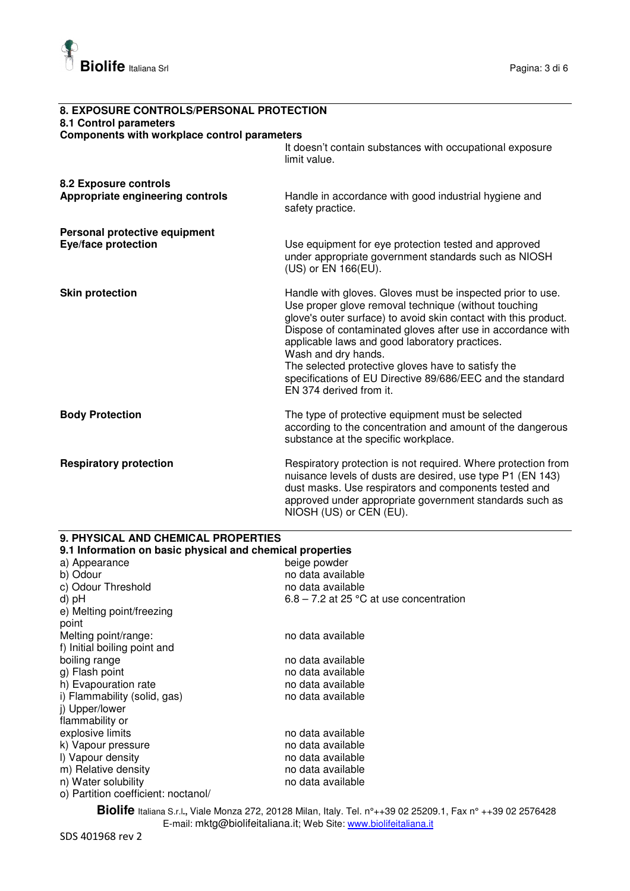## 8. EXPOSURE CONTROLS/PERSONAL PROTECTION

### 8.1 Control parameters

**Components with workplace control parameters**

It doesn't contain substances with occupational exposure limit value.

### 8.2 Exposure controls

**Appropriate engineering controls**

Handle in accordance with good industrial hygiene and safety practice.

**Personal protective equipment**

**Eye/face protection**

Use equipment for eye protection tested and approved under appropriate government standards such as NIOSH (US) or EN 166(EU).

**Skin protection**

Handle with gloves. Gloves must be inspected prior to use. Use proper glove removal technique (without touching glove's outer surface) to avoid skin contact with this product. Dispose of contaminated gloves after use in accordance with applicable laws and good laboratory practices.
Wash and dry hands.
The selected protective gloves have to satisfy the specifications of EU Directive 89/686/EEC and the standard EN 374 derived from it.

**Body Protection**

The type of protective equipment must be selected according to the concentration and amount of the dangerous substance at the specific workplace.

**Respiratory protection**

Respiratory protection is not required. Where protection from nuisance levels of dusts are desired, use type P1 (EN 143) dust masks. Use respirators and components tested and approved under appropriate government standards such as NIOSH (US) or CEN (EU).

## 9. PHYSICAL AND CHEMICAL PROPERTIES

### 9.1 Information on basic physical and chemical properties

| Property | Value |
|---|---|
| a) Appearance | beige powder |
| b) Odour | no data available |
| c) Odour Threshold | no data available |
| d) pH | 6.8 – 7.2 at 25 °C at use concentration |
| e) Melting point/freezing point<br>Melting point/range: | no data available |
| f) Initial boiling point and boiling range | no data available |
| g) Flash point | no data available |
| h) Evapouration rate | no data available |
| i) Flammability (solid, gas) | no data available |
| j) Upper/lower flammability or explosive limits | no data available |
| k) Vapour pressure | no data available |
| l) Vapour density | no data available |
| m) Relative density | no data available |
| n) Water solubility | no data available |
| o) Partition coefficient: noctanol/ | |

**Biolife** Italiana S.r.l., Viale Monza 272, 20128 Milan, Italy. Tel. n°++39 02 25209.1, Fax n° ++39 02 2576428
E-mail: mktg@biolifeitaliana.it; Web Site: www.biolifeitaliana.it

SDS 401968 rev 2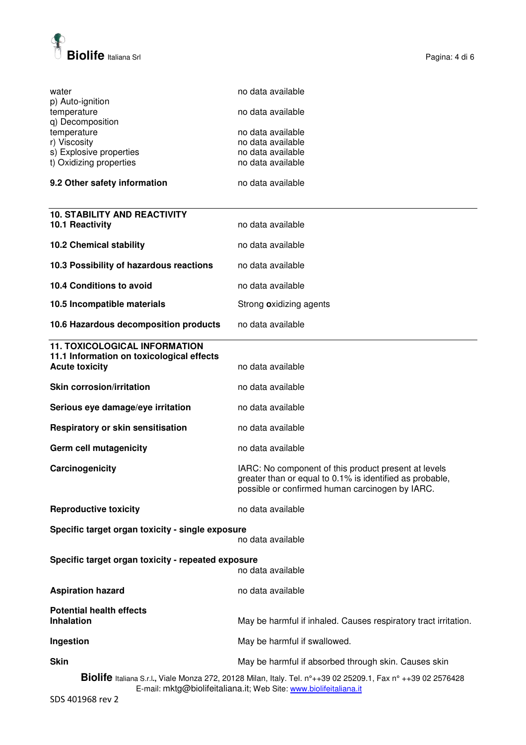| | |
|---|---|
| water | no data available |
| p) Auto-ignition temperature | no data available |
| q) Decomposition temperature | no data available |
| r) Viscosity | no data available |
| s) Explosive properties | no data available |
| t) Oxidizing properties | no data available |

**9.2 Other safety information** — no data available

## 10. STABILITY AND REACTIVITY

| | |
|---|---|
| **10.1 Reactivity** | no data available |
| **10.2 Chemical stability** | no data available |
| **10.3 Possibility of hazardous reactions** | no data available |
| **10.4 Conditions to avoid** | no data available |
| **10.5 Incompatible materials** | Strong **o**xidizing agents |
| **10.6 Hazardous decomposition products** | no data available |

## 11. TOXICOLOGICAL INFORMATION

### 11.1 Information on toxicological effects

| | |
|---|---|
| **Acute toxicity** | no data available |
| **Skin corrosion/irritation** | no data available |
| **Serious eye damage/eye irritation** | no data available |
| **Respiratory or skin sensitisation** | no data available |
| **Germ cell mutagenicity** | no data available |
| **Carcinogenicity** | IARC: No component of this product present at levels greater than or equal to 0.1% is identified as probable, possible or confirmed human carcinogen by IARC. |
| **Reproductive toxicity** | no data available |
| **Specific target organ toxicity - single exposure** | no data available |
| **Specific target organ toxicity - repeated exposure** | no data available |
| **Aspiration hazard** | no data available |

**Potential health effects**

| | |
|---|---|
| **Inhalation** | May be harmful if inhaled. Causes respiratory tract irritation. |
| **Ingestion** | May be harmful if swallowed. |
| **Skin** | May be harmful if absorbed through skin. Causes skin |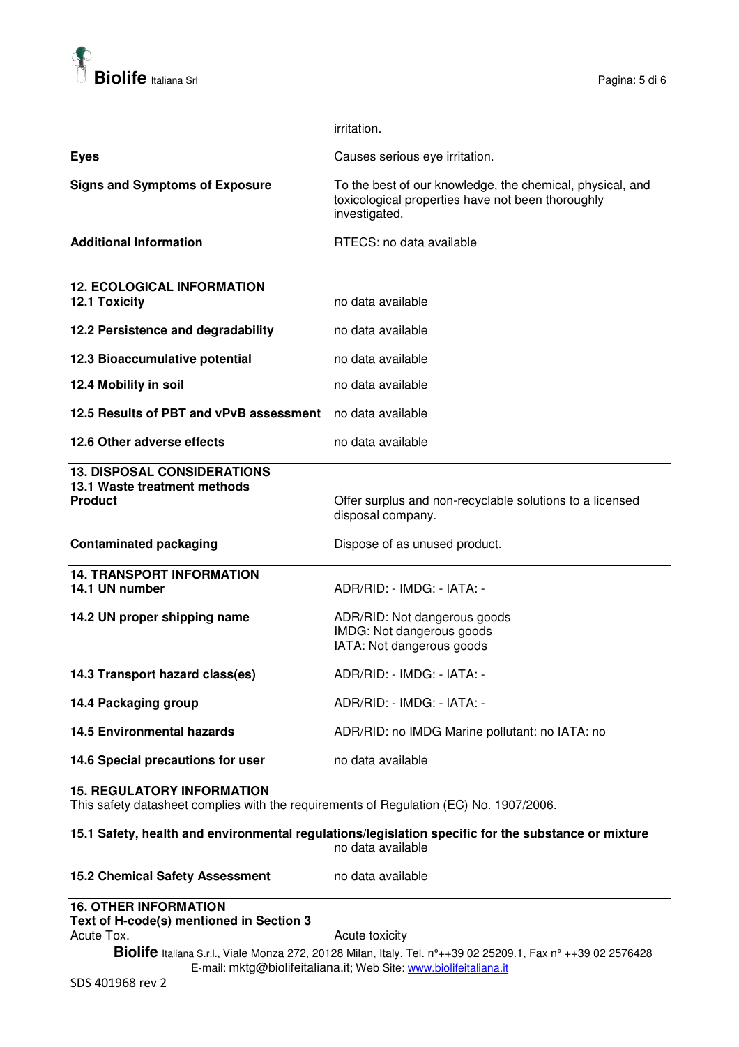| | |
|---|---|
| | irritation. |
| **Eyes** | Causes serious eye irritation. |
| **Signs and Symptoms of Exposure** | To the best of our knowledge, the chemical, physical, and toxicological properties have not been thoroughly investigated. |
| **Additional Information** | RTECS: no data available |

## 12. ECOLOGICAL INFORMATION

| | |
|---|---|
| **12.1 Toxicity** | no data available |
| **12.2 Persistence and degradability** | no data available |
| **12.3 Bioaccumulative potential** | no data available |
| **12.4 Mobility in soil** | no data available |
| **12.5 Results of PBT and vPvB assessment** | no data available |
| **12.6 Other adverse effects** | no data available |

## 13. DISPOSAL CONSIDERATIONS

**13.1 Waste treatment methods**

| | |
|---|---|
| **Product** | Offer surplus and non-recyclable solutions to a licensed disposal company. |
| **Contaminated packaging** | Dispose of as unused product. |

## 14. TRANSPORT INFORMATION

| | |
|---|---|
| **14.1 UN number** | ADR/RID: - IMDG: - IATA: - |
| **14.2 UN proper shipping name** | ADR/RID: Not dangerous goods<br>IMDG: Not dangerous goods<br>IATA: Not dangerous goods |
| **14.3 Transport hazard class(es)** | ADR/RID: - IMDG: - IATA: - |
| **14.4 Packaging group** | ADR/RID: - IMDG: - IATA: - |
| **14.5 Environmental hazards** | ADR/RID: no IMDG Marine pollutant: no IATA: no |
| **14.6 Special precautions for user** | no data available |

## 15. REGULATORY INFORMATION

This safety datasheet complies with the requirements of Regulation (EC) No. 1907/2006.

**15.1 Safety, health and environmental regulations/legislation specific for the substance or mixture**
no data available

| | |
|---|---|
| **15.2 Chemical Safety Assessment** | no data available |

## 16. OTHER INFORMATION

**Text of H-code(s) mentioned in Section 3**

| | |
|---|---|
| Acute Tox. | Acute toxicity |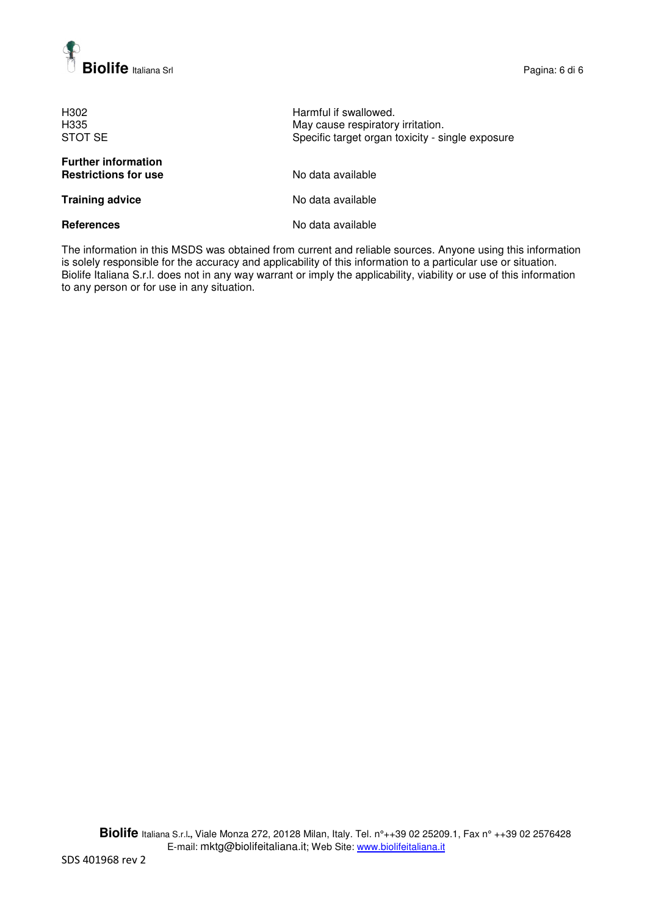| | |
|---|---|
| H302 | Harmful if swallowed. |
| H335 | May cause respiratory irritation. |
| STOT SE | Specific target organ toxicity - single exposure |

**Further information**

**Restrictions for use** No data available

**Training advice** No data available

**References** No data available

The information in this MSDS was obtained from current and reliable sources. Anyone using this information is solely responsible for the accuracy and applicability of this information to a particular use or situation. Biolife Italiana S.r.l. does not in any way warrant or imply the applicability, viability or use of this information to any person or for use in any situation.

**Biolife** Italiana S.r.l., Viale Monza 272, 20128 Milan, Italy. Tel. n°++39 02 25209.1, Fax n° ++39 02 2576428
E-mail: mktg@biolifeitaliana.it; Web Site: www.biolifeitaliana.it

SDS 401968 rev 2